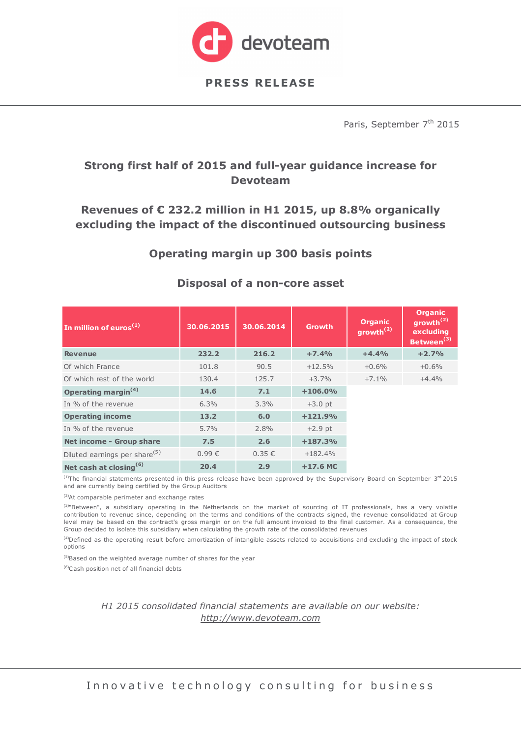devoteam

**PRESS RELEASE**

Paris, September 7th 2015

## Strong first half of 2015 and full-year guidance increase for Devoteam

## Revenues of € 232.2 million in H1 2015, up 8.8% organically excluding the impact of the discontinued outsourcing business

## Operating margin up 300 basis points

## Disposal of a non-core asset

| In million of euros[1] | 30.06.2015 | 30.06.2014 | Growth | Organic growth[2] | Organic growth[2] excluding Between[3] |
|---|---|---|---|---|---|
| **Revenue** | **232.2** | **216.2** | **+7.4%** | **+4.4%** | **+2.7%** |
| Of which France | 101.8 | 90.5 | +12.5% | +0.6% | +0.6% |
| Of which rest of the world | 130.4 | 125.7 | +3.7% | +7.1% | +4.4% |
| **Operating margin[4]** | **14.6** | **7.1** | **+106.0%** | | |
| In % of the revenue | 6.3% | 3.3% | +3.0 pt | | |
| **Operating income** | **13.2** | **6.0** | **+121.9%** | | |
| In % of the revenue | 5.7% | 2.8% | +2.9 pt | | |
| **Net income - Group share** | **7.5** | **2.6** | **+187.3%** | | |
| Diluted earnings per share[5] | 0.99 € | 0.35 € | +182.4% | | |
| **Net cash at closing[6]** | **20.4** | **2.9** | **+17.6 M€** | | |

[1]The financial statements presented in this press release have been approved by the Supervisory Board on September 3rd 2015 and are currently being certified by the Group Auditors

[2]At comparable perimeter and exchange rates

[3]"Between", a subsidiary operating in the Netherlands on the market of sourcing of IT professionals, has a very volatile contribution to revenue since, depending on the terms and conditions of the contracts signed, the revenue consolidated at Group level may be based on the contract's gross margin or on the full amount invoiced to the final customer. As a consequence, the Group decided to isolate this subsidiary when calculating the growth rate of the consolidated revenues

[4]Defined as the operating result before amortization of intangible assets related to acquisitions and excluding the impact of stock options

[5]Based on the weighted average number of shares for the year

[6]Cash position net of all financial debts

*H1 2015 consolidated financial statements are available on our website:*
*http://www.devoteam.com*

Innovative technology consulting for business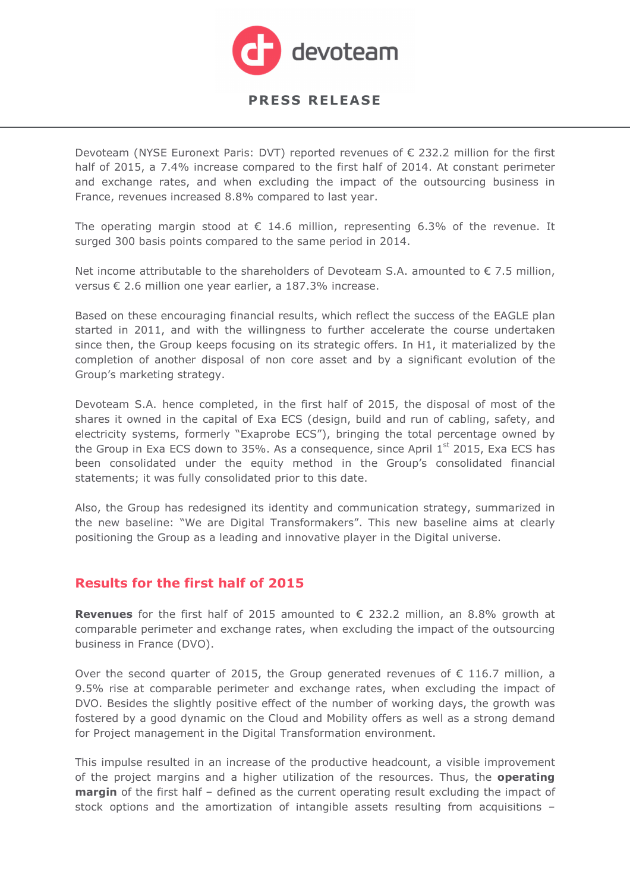Devoteam (NYSE Euronext Paris: DVT) reported revenues of € 232.2 million for the first half of 2015, a 7.4% increase compared to the first half of 2014. At constant perimeter and exchange rates, and when excluding the impact of the outsourcing business in France, revenues increased 8.8% compared to last year.

The operating margin stood at € 14.6 million, representing 6.3% of the revenue. It surged 300 basis points compared to the same period in 2014.

Net income attributable to the shareholders of Devoteam S.A. amounted to € 7.5 million, versus € 2.6 million one year earlier, a 187.3% increase.

Based on these encouraging financial results, which reflect the success of the EAGLE plan started in 2011, and with the willingness to further accelerate the course undertaken since then, the Group keeps focusing on its strategic offers. In H1, it materialized by the completion of another disposal of non core asset and by a significant evolution of the Group's marketing strategy.

Devoteam S.A. hence completed, in the first half of 2015, the disposal of most of the shares it owned in the capital of Exa ECS (design, build and run of cabling, safety, and electricity systems, formerly "Exaprobe ECS"), bringing the total percentage owned by the Group in Exa ECS down to 35%. As a consequence, since April 1st 2015, Exa ECS has been consolidated under the equity method in the Group's consolidated financial statements; it was fully consolidated prior to this date.

Also, the Group has redesigned its identity and communication strategy, summarized in the new baseline: "We are Digital Transformakers". This new baseline aims at clearly positioning the Group as a leading and innovative player in the Digital universe.

## Results for the first half of 2015

**Revenues** for the first half of 2015 amounted to € 232.2 million, an 8.8% growth at comparable perimeter and exchange rates, when excluding the impact of the outsourcing business in France (DVO).

Over the second quarter of 2015, the Group generated revenues of € 116.7 million, a 9.5% rise at comparable perimeter and exchange rates, when excluding the impact of DVO. Besides the slightly positive effect of the number of working days, the growth was fostered by a good dynamic on the Cloud and Mobility offers as well as a strong demand for Project management in the Digital Transformation environment.

This impulse resulted in an increase of the productive headcount, a visible improvement of the project margins and a higher utilization of the resources. Thus, the **operating margin** of the first half – defined as the current operating result excluding the impact of stock options and the amortization of intangible assets resulting from acquisitions –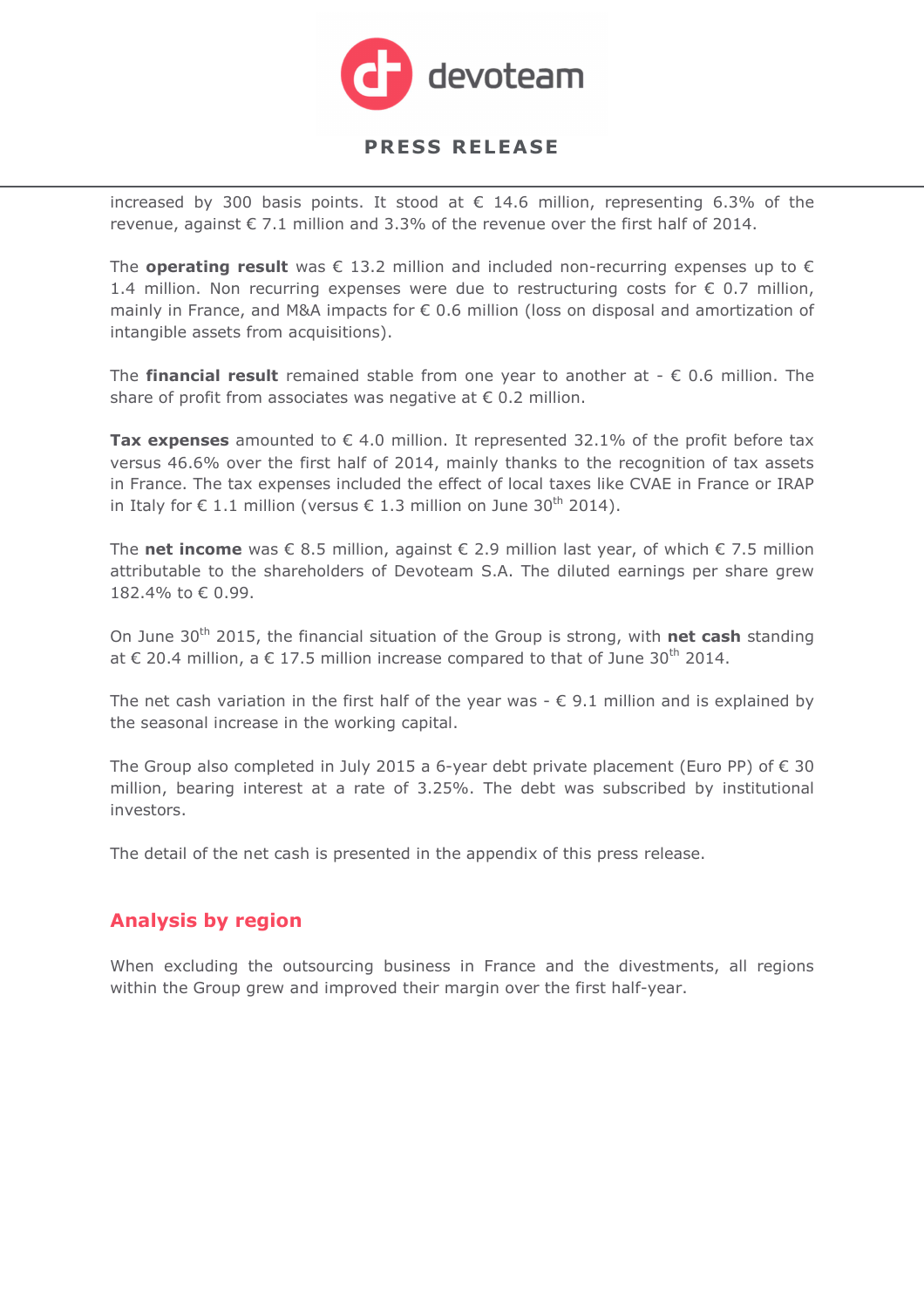increased by 300 basis points. It stood at € 14.6 million, representing 6.3% of the revenue, against € 7.1 million and 3.3% of the revenue over the first half of 2014.

The **operating result** was € 13.2 million and included non-recurring expenses up to € 1.4 million. Non recurring expenses were due to restructuring costs for € 0.7 million, mainly in France, and M&A impacts for € 0.6 million (loss on disposal and amortization of intangible assets from acquisitions).

The **financial result** remained stable from one year to another at - € 0.6 million. The share of profit from associates was negative at € 0.2 million.

**Tax expenses** amounted to € 4.0 million. It represented 32.1% of the profit before tax versus 46.6% over the first half of 2014, mainly thanks to the recognition of tax assets in France. The tax expenses included the effect of local taxes like CVAE in France or IRAP in Italy for € 1.1 million (versus € 1.3 million on June 30th 2014).

The **net income** was € 8.5 million, against € 2.9 million last year, of which € 7.5 million attributable to the shareholders of Devoteam S.A. The diluted earnings per share grew 182.4% to € 0.99.

On June 30th 2015, the financial situation of the Group is strong, with **net cash** standing at € 20.4 million, a € 17.5 million increase compared to that of June 30th 2014.

The net cash variation in the first half of the year was - € 9.1 million and is explained by the seasonal increase in the working capital.

The Group also completed in July 2015 a 6-year debt private placement (Euro PP) of € 30 million, bearing interest at a rate of 3.25%. The debt was subscribed by institutional investors.

The detail of the net cash is presented in the appendix of this press release.

## Analysis by region

When excluding the outsourcing business in France and the divestments, all regions within the Group grew and improved their margin over the first half-year.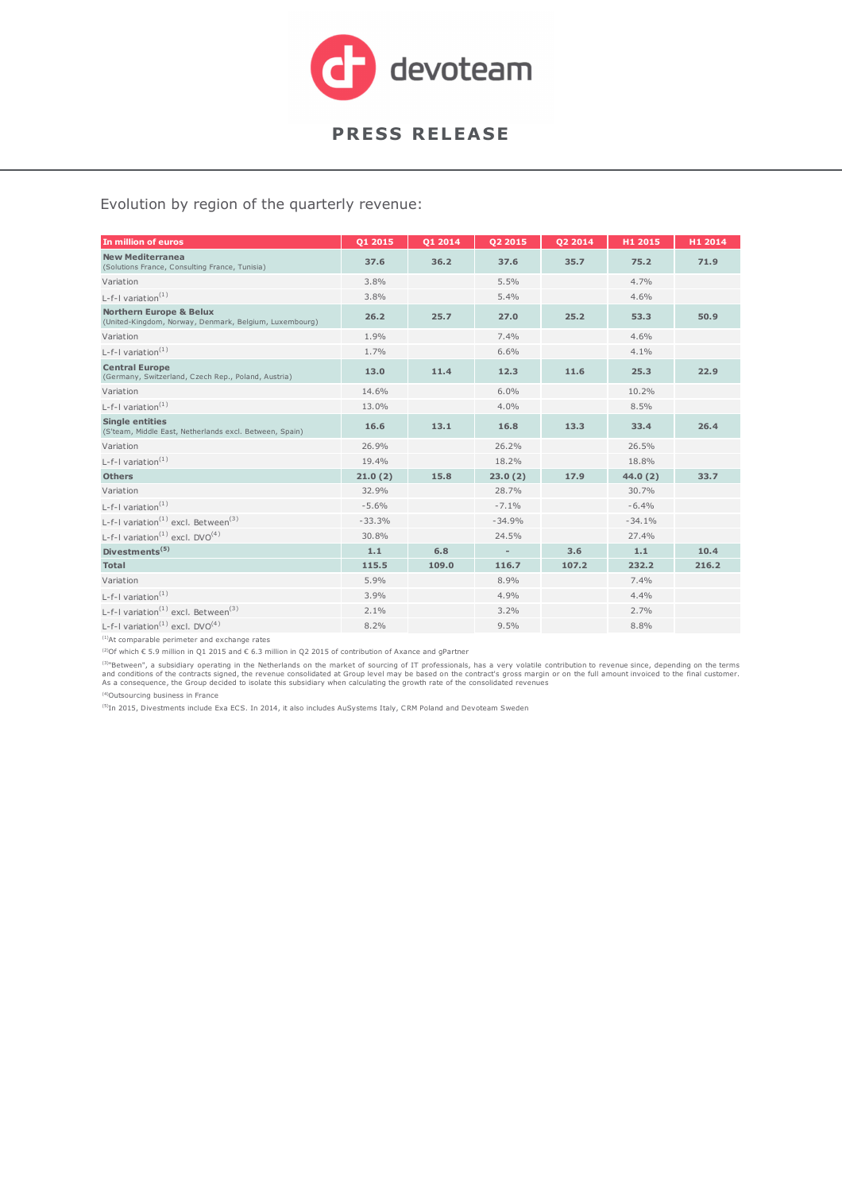# PRESS RELEASE

Evolution by region of the quarterly revenue:

| In million of euros | Q1 2015 | Q1 2014 | Q2 2015 | Q2 2014 | H1 2015 | H1 2014 |
|---|---|---|---|---|---|---|
| **New Mediterranea** (Solutions France, Consulting France, Tunisia) | **37.6** | **36.2** | **37.6** | **35.7** | **75.2** | **71.9** |
| Variation | 3.8% | | 5.5% | | 4.7% | |
| L-f-l variation[1] | 3.8% | | 5.4% | | 4.6% | |
| **Northern Europe & Belux** (United-Kingdom, Norway, Denmark, Belgium, Luxembourg) | **26.2** | **25.7** | **27.0** | **25.2** | **53.3** | **50.9** |
| Variation | 1.9% | | 7.4% | | 4.6% | |
| L-f-l variation[1] | 1.7% | | 6.6% | | 4.1% | |
| **Central Europe** (Germany, Switzerland, Czech Rep., Poland, Austria) | **13.0** | **11.4** | **12.3** | **11.6** | **25.3** | **22.9** |
| Variation | 14.6% | | 6.0% | | 10.2% | |
| L-f-l variation[1] | 13.0% | | 4.0% | | 8.5% | |
| **Single entities** (S'team, Middle East, Netherlands excl. Between, Spain) | **16.6** | **13.1** | **16.8** | **13.3** | **33.4** | **26.4** |
| Variation | 26.9% | | 26.2% | | 26.5% | |
| L-f-l variation[1] | 19.4% | | 18.2% | | 18.8% | |
| **Others** | **21.0 (2)** | **15.8** | **23.0 (2)** | **17.9** | **44.0 (2)** | **33.7** |
| Variation | 32.9% | | 28.7% | | 30.7% | |
| L-f-l variation[1] | -5.6% | | -7.1% | | -6.4% | |
| L-f-l variation[1] excl. Between[3] | -33.3% | | -34.9% | | -34.1% | |
| L-f-l variation[1] excl. DVO[4] | 30.8% | | 24.5% | | 27.4% | |
| **Divestments[5]** | **1.1** | **6.8** | **-** | **3.6** | **1.1** | **10.4** |
| **Total** | **115.5** | **109.0** | **116.7** | **107.2** | **232.2** | **216.2** |
| Variation | 5.9% | | 8.9% | | 7.4% | |
| L-f-l variation[1] | 3.9% | | 4.9% | | 4.4% | |
| L-f-l variation[1] excl. Between[3] | 2.1% | | 3.2% | | 2.7% | |
| L-f-l variation[1] excl. DVO[4] | 8.2% | | 9.5% | | 8.8% | |

[1]At comparable perimeter and exchange rates

[2]Of which € 5.9 million in Q1 2015 and € 6.3 million in Q2 2015 of contribution of Axance and gPartner

[3]"Between", a subsidiary operating in the Netherlands on the market of sourcing of IT professionals, has a very volatile contribution to revenue since, depending on the terms and conditions of the contracts signed, the revenue consolidated at Group level may be based on the contract's gross margin or on the full amount invoiced to the final customer. As a consequence, the Group decided to isolate this subsidiary when calculating the growth rate of the consolidated revenues

[4]Outsourcing business in France

[5]In 2015, Divestments include Exa ECS. In 2014, it also includes AuSystems Italy, CRM Poland and Devoteam Sweden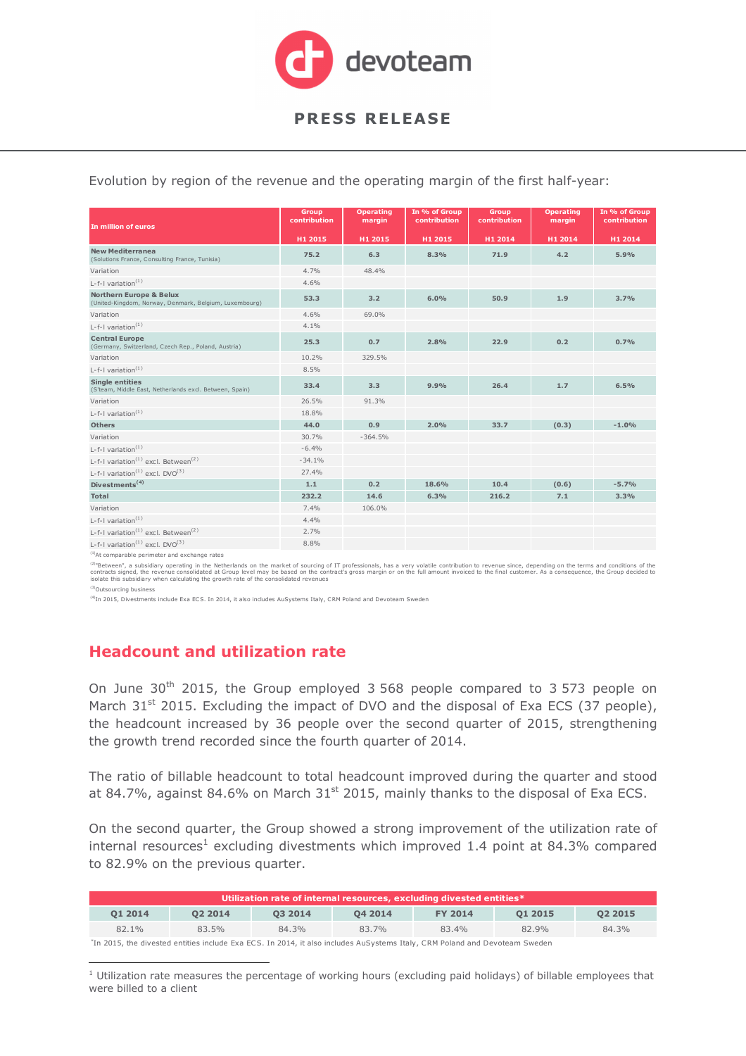Evolution by region of the revenue and the operating margin of the first half-year:

| In million of euros | Group contribution H1 2015 | Operating margin H1 2015 | In % of Group contribution H1 2015 | Group contribution H1 2014 | Operating margin H1 2014 | In % of Group contribution H1 2014 |
|---|---|---|---|---|---|---|
| **New Mediterranea** (Solutions France, Consulting France, Tunisia) | **75.2** | **6.3** | **8.3%** | **71.9** | **4.2** | **5.9%** |
| Variation | 4.7% | 48.4% | | | | |
| L-f-l variation[1] | 4.6% | | | | | |
| **Northern Europe & Belux** (United-Kingdom, Norway, Denmark, Belgium, Luxembourg) | **53.3** | **3.2** | **6.0%** | **50.9** | **1.9** | **3.7%** |
| Variation | 4.6% | 69.0% | | | | |
| L-f-l variation[1] | 4.1% | | | | | |
| **Central Europe** (Germany, Switzerland, Czech Rep., Poland, Austria) | **25.3** | **0.7** | **2.8%** | **22.9** | **0.2** | **0.7%** |
| Variation | 10.2% | 329.5% | | | | |
| L-f-l variation[1] | 8.5% | | | | | |
| **Single entities** (S'team, Middle East, Netherlands excl. Between, Spain) | **33.4** | **3.3** | **9.9%** | **26.4** | **1.7** | **6.5%** |
| Variation | 26.5% | 91.3% | | | | |
| L-f-l variation[1] | 18.8% | | | | | |
| **Others** | **44.0** | **0.9** | **2.0%** | **33.7** | **(0.3)** | **-1.0%** |
| Variation | 30.7% | -364.5% | | | | |
| L-f-l variation[1] | -6.4% | | | | | |
| L-f-l variation[1] excl. Between[2] | -34.1% | | | | | |
| L-f-l variation[1] excl. DVO[3] | 27.4% | | | | | |
| **Divestments[4]** | **1.1** | **0.2** | **18.6%** | **10.4** | **(0.6)** | **-5.7%** |
| **Total** | **232.2** | **14.6** | **6.3%** | **216.2** | **7.1** | **3.3%** |
| Variation | 7.4% | 106.0% | | | | |
| L-f-l variation[1] | 4.4% | | | | | |
| L-f-l variation[1] excl. Between[2] | 2.7% | | | | | |
| L-f-l variation[1] excl. DVO[3] | 8.8% | | | | | |

[1]At comparable perimeter and exchange rates

[2]"Between", a subsidiary operating in the Netherlands on the market of sourcing of IT professionals, has a very volatile contribution to revenue since, depending on the terms and conditions of the contracts signed, the revenue consolidated at Group level may be based on the contract's gross margin or on the full amount invoiced to the final customer. As a consequence, the Group decided to isolate this subsidiary when calculating the growth rate of the consolidated revenues

[3]Outsourcing business

[4]In 2015, Divestments include Exa ECS. In 2014, it also includes AuSystems Italy, CRM Poland and Devoteam Sweden

## Headcount and utilization rate

On June 30th 2015, the Group employed 3 568 people compared to 3 573 people on March 31st 2015. Excluding the impact of DVO and the disposal of Exa ECS (37 people), the headcount increased by 36 people over the second quarter of 2015, strengthening the growth trend recorded since the fourth quarter of 2014.

The ratio of billable headcount to total headcount improved during the quarter and stood at 84.7%, against 84.6% on March 31st 2015, mainly thanks to the disposal of Exa ECS.

On the second quarter, the Group showed a strong improvement of the utilization rate of internal resources[1] excluding divestments which improved 1.4 point at 84.3% compared to 82.9% on the previous quarter.

| Utilization rate of internal resources, excluding divested entities* | | | | | | |
|---|---|---|---|---|---|---|
| **Q1 2014** | **Q2 2014** | **Q3 2014** | **Q4 2014** | **FY 2014** | **Q1 2015** | **Q2 2015** |
| 82.1% | 83.5% | 84.3% | 83.7% | 83.4% | 82.9% | 84.3% |

*In 2015, the divested entities include Exa ECS. In 2014, it also includes AuSystems Italy, CRM Poland and Devoteam Sweden

[1] Utilization rate measures the percentage of working hours (excluding paid holidays) of billable employees that were billed to a client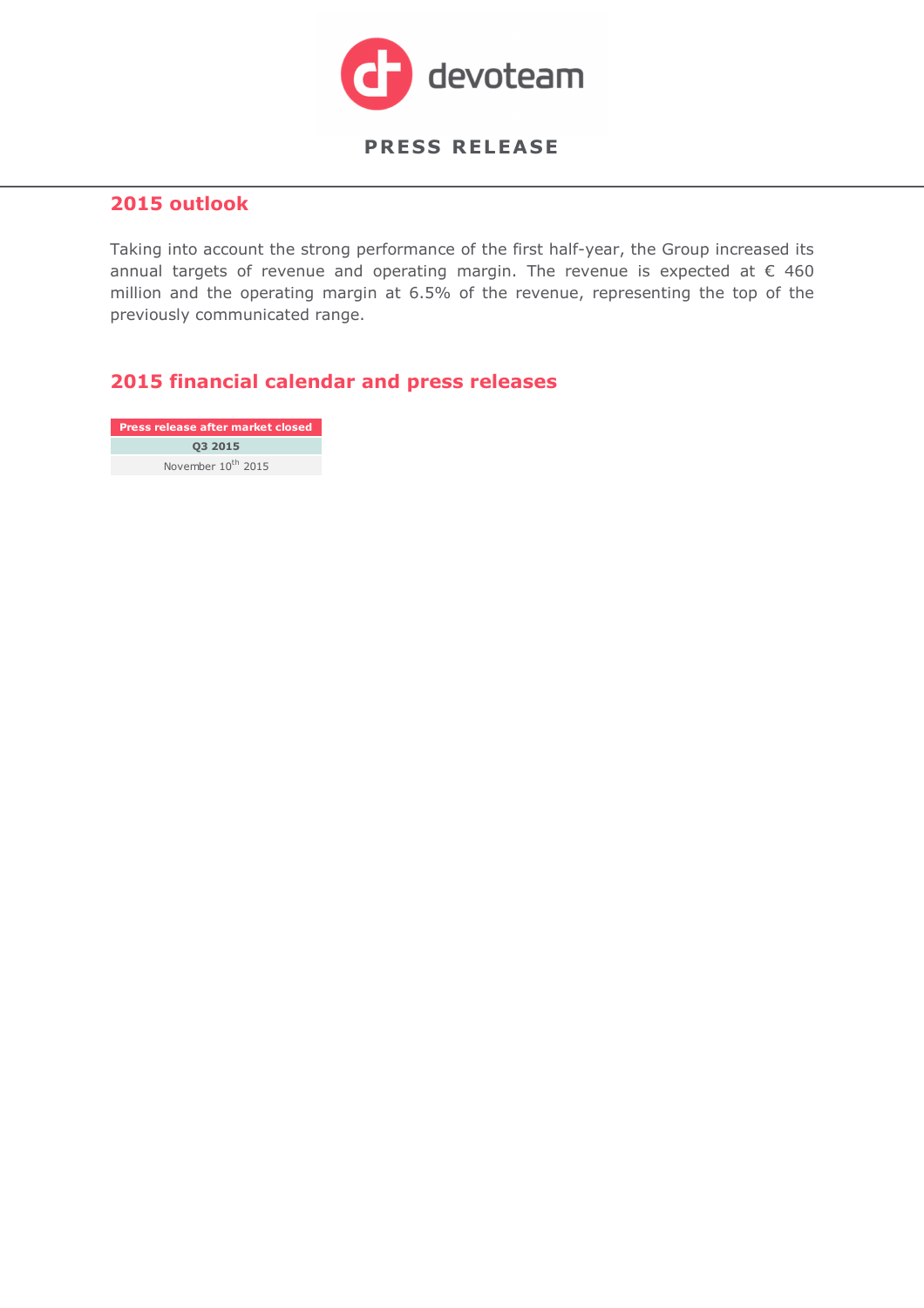## 2015 outlook

Taking into account the strong performance of the first half-year, the Group increased its annual targets of revenue and operating margin. The revenue is expected at € 460 million and the operating margin at 6.5% of the revenue, representing the top of the previously communicated range.

## 2015 financial calendar and press releases

| Press release after market closed |
|---|
| **Q3 2015** |
| November 10th 2015 |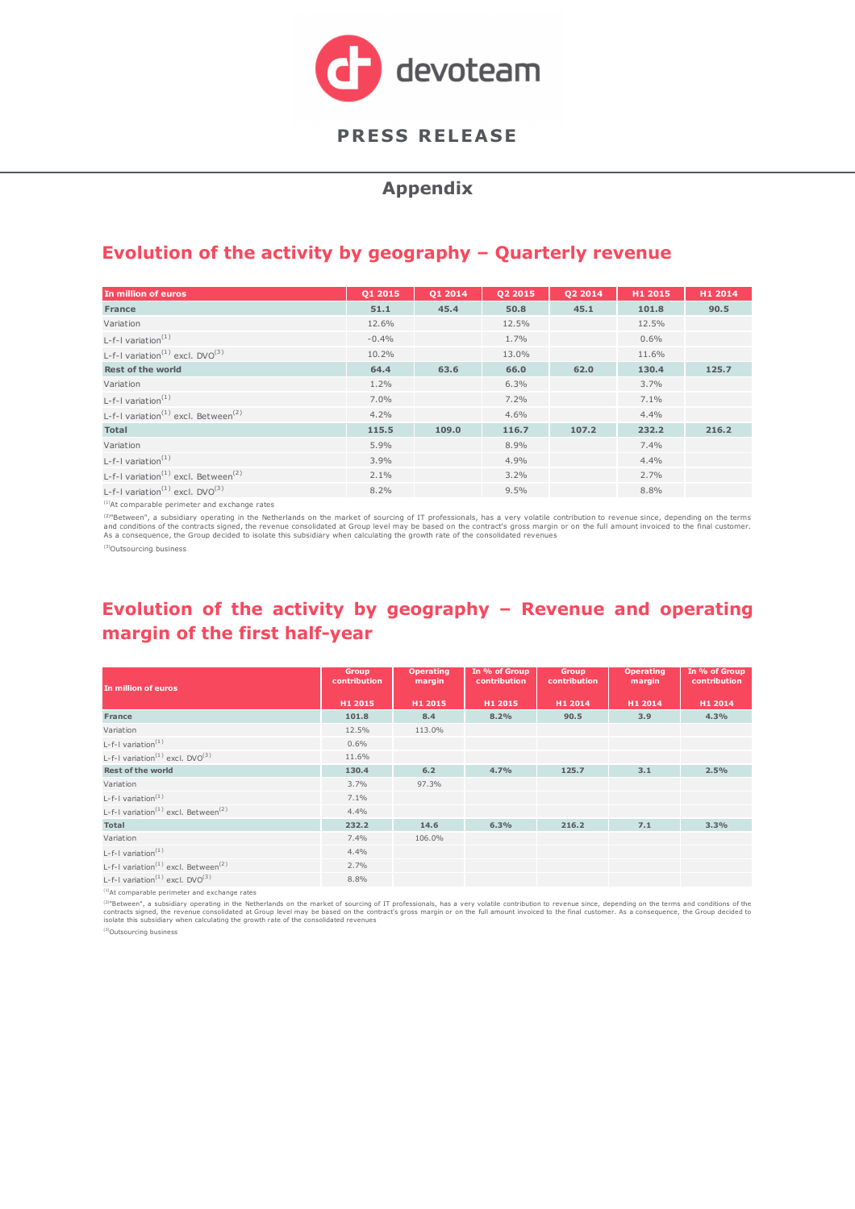# PRESS RELEASE

## Appendix

## Evolution of the activity by geography – Quarterly revenue

| In million of euros | Q1 2015 | Q1 2014 | Q2 2015 | Q2 2014 | H1 2015 | H1 2014 |
|---|---|---|---|---|---|---|
| **France** | **51.1** | **45.4** | **50.8** | **45.1** | **101.8** | **90.5** |
| Variation | 12.6% | | 12.5% | | 12.5% | |
| L-f-l variation[1] | -0.4% | | 1.7% | | 0.6% | |
| L-f-l variation[1] excl. DVO[3] | 10.2% | | 13.0% | | 11.6% | |
| **Rest of the world** | **64.4** | **63.6** | **66.0** | **62.0** | **130.4** | **125.7** |
| Variation | 1.2% | | 6.3% | | 3.7% | |
| L-f-l variation[1] | 7.0% | | 7.2% | | 7.1% | |
| L-f-l variation[1] excl. Between[2] | 4.2% | | 4.6% | | 4.4% | |
| **Total** | **115.5** | **109.0** | **116.7** | **107.2** | **232.2** | **216.2** |
| Variation | 5.9% | | 8.9% | | 7.4% | |
| L-f-l variation[1] | 3.9% | | 4.9% | | 4.4% | |
| L-f-l variation[1] excl. Between[2] | 2.1% | | 3.2% | | 2.7% | |
| L-f-l variation[1] excl. DVO[3] | 8.2% | | 9.5% | | 8.8% | |

[1]At comparable perimeter and exchange rates

[2]"Between", a subsidiary operating in the Netherlands on the market of sourcing of IT professionals, has a very volatile contribution to revenue since, depending on the terms and conditions of the contracts signed, the revenue consolidated at Group level may be based on the contract's gross margin or on the full amount invoiced to the final customer. As a consequence, the Group decided to isolate this subsidiary when calculating the growth rate of the consolidated revenues

[3]Outsourcing business

## Evolution of the activity by geography – Revenue and operating margin of the first half-year

| In million of euros | Group contribution H1 2015 | Operating margin H1 2015 | In % of Group contribution H1 2015 | Group contribution H1 2014 | Operating margin H1 2014 | In % of Group contribution H1 2014 |
|---|---|---|---|---|---|---|
| **France** | **101.8** | **8.4** | **8.2%** | **90.5** | **3.9** | **4.3%** |
| Variation | 12.5% | 113.0% | | | | |
| L-f-l variation[1] | 0.6% | | | | | |
| L-f-l variation[1] excl. DVO[3] | 11.6% | | | | | |
| **Rest of the world** | **130.4** | **6.2** | **4.7%** | **125.7** | **3.1** | **2.5%** |
| Variation | 3.7% | 97.3% | | | | |
| L-f-l variation[1] | 7.1% | | | | | |
| L-f-l variation[1] excl. Between[2] | 4.4% | | | | | |
| **Total** | **232.2** | **14.6** | **6.3%** | **216.2** | **7.1** | **3.3%** |
| Variation | 7.4% | 106.0% | | | | |
| L-f-l variation[1] | 4.4% | | | | | |
| L-f-l variation[1] excl. Between[2] | 2.7% | | | | | |
| L-f-l variation[1] excl. DVO[3] | 8.8% | | | | | |

[1]At comparable perimeter and exchange rates

[2]"Between", a subsidiary operating in the Netherlands on the market of sourcing of IT professionals, has a very volatile contribution to revenue since, depending on the terms and conditions of the contracts signed, the revenue consolidated at Group level may be based on the contract's gross margin or on the full amount invoiced to the final customer. As a consequence, the Group decided to isolate this subsidiary when calculating the growth rate of the consolidated revenues

[3]Outsourcing business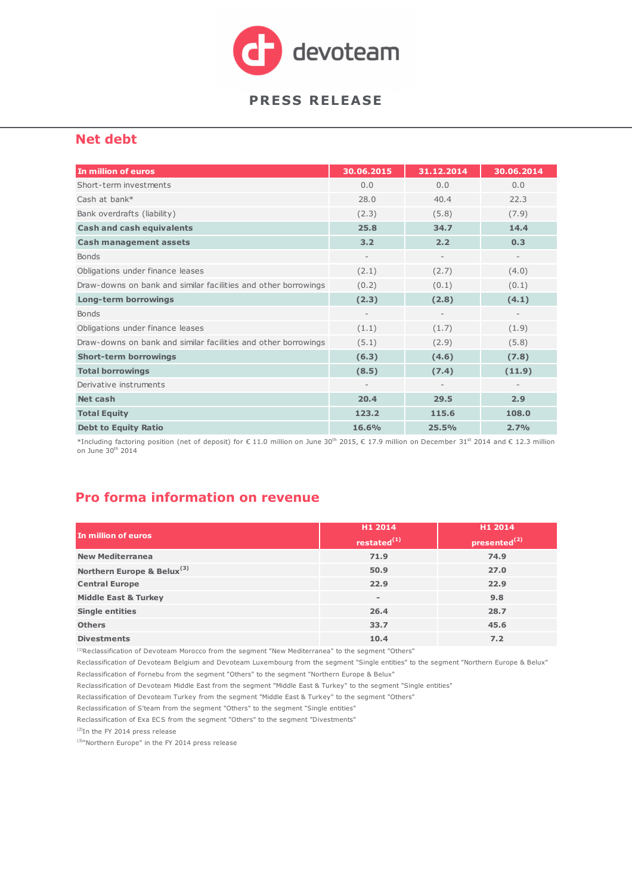## Net debt

| In million of euros | 30.06.2015 | 31.12.2014 | 30.06.2014 |
|---|---|---|---|
| Short-term investments | 0.0 | 0.0 | 0.0 |
| Cash at bank* | 28.0 | 40.4 | 22.3 |
| Bank overdrafts (liability) | (2.3) | (5.8) | (7.9) |
| **Cash and cash equivalents** | **25.8** | **34.7** | **14.4** |
| **Cash management assets** | **3.2** | **2.2** | **0.3** |
| Bonds | - | - | - |
| Obligations under finance leases | (2.1) | (2.7) | (4.0) |
| Draw-downs on bank and similar facilities and other borrowings | (0.2) | (0.1) | (0.1) |
| **Long-term borrowings** | **(2.3)** | **(2.8)** | **(4.1)** |
| Bonds | - | - | - |
| Obligations under finance leases | (1.1) | (1.7) | (1.9) |
| Draw-downs on bank and similar facilities and other borrowings | (5.1) | (2.9) | (5.8) |
| **Short-term borrowings** | **(6.3)** | **(4.6)** | **(7.8)** |
| **Total borrowings** | **(8.5)** | **(7.4)** | **(11.9)** |
| Derivative instruments | - | - | - |
| **Net cash** | **20.4** | **29.5** | **2.9** |
| **Total Equity** | **123.2** | **115.6** | **108.0** |
| **Debt to Equity Ratio** | **16.6%** | **25.5%** | **2.7%** |

*Including factoring position (net of deposit) for € 11.0 million on June 30th 2015, € 17.9 million on December 31st 2014 and € 12.3 million on June 30th 2014

## Pro forma information on revenue

| In million of euros | H1 2014 restated[1] | H1 2014 presented[2] |
|---|---|---|
| **New Mediterranea** | **71.9** | **74.9** |
| **Northern Europe & Belux[3]** | **50.9** | **27.0** |
| **Central Europe** | **22.9** | **22.9** |
| **Middle East & Turkey** | **-** | **9.8** |
| **Single entities** | **26.4** | **28.7** |
| **Others** | **33.7** | **45.6** |
| **Divestments** | **10.4** | **7.2** |

[1]Reclassification of Devoteam Morocco from the segment "New Mediterranea" to the segment "Others"

Reclassification of Devoteam Belgium and Devoteam Luxembourg from the segment "Single entities" to the segment "Northern Europe & Belux"

Reclassification of Fornebu from the segment "Others" to the segment "Northern Europe & Belux"

Reclassification of Devoteam Middle East from the segment "Middle East & Turkey" to the segment "Single entities"

Reclassification of Devoteam Turkey from the segment "Middle East & Turkey" to the segment "Others"

Reclassification of S'team from the segment "Others" to the segment "Single entities"

Reclassification of Exa ECS from the segment "Others" to the segment "Divestments"

[2]In the FY 2014 press release

[3]"Northern Europe" in the FY 2014 press release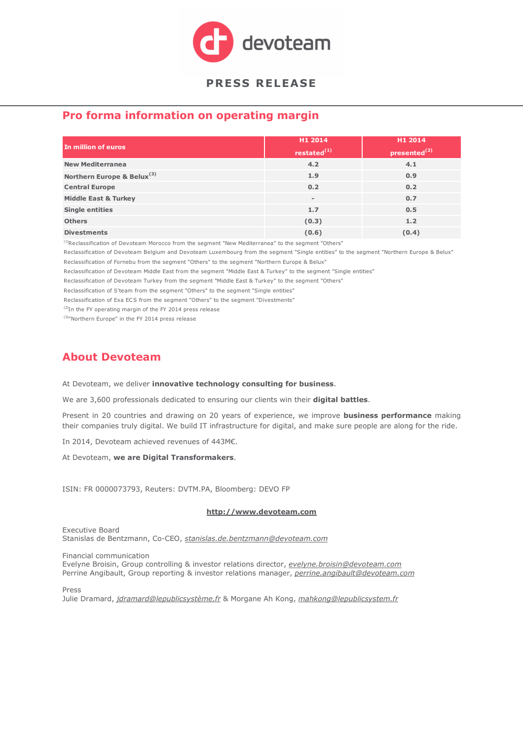**PRESS RELEASE**

## Pro forma information on operating margin

| In million of euros | H1 2014 restated[1] | H1 2014 presented[2] |
|---|---|---|
| **New Mediterranea** | 4.2 | 4.1 |
| **Northern Europe & Belux**[3] | 1.9 | 0.9 |
| **Central Europe** | 0.2 | 0.2 |
| **Middle East & Turkey** | - | 0.7 |
| **Single entities** | 1.7 | 0.5 |
| **Others** | (0.3) | 1.2 |
| **Divestments** | (0.6) | (0.4) |

[1]Reclassification of Devoteam Morocco from the segment "New Mediterranea" to the segment "Others"
Reclassification of Devoteam Belgium and Devoteam Luxembourg from the segment "Single entities" to the segment "Northern Europe & Belux"
Reclassification of Fornebu from the segment "Others" to the segment "Northern Europe & Belux"
Reclassification of Devoteam Middle East from the segment "Middle East & Turkey" to the segment "Single entities"
Reclassification of Devoteam Turkey from the segment "Middle East & Turkey" to the segment "Others"
Reclassification of S'team from the segment "Others" to the segment "Single entities"
Reclassification of Exa ECS from the segment "Others" to the segment "Divestments"
[2]In the FY operating margin of the FY 2014 press release
[3]"Northern Europe" in the FY 2014 press release

## About Devoteam

At Devoteam, we deliver **innovative technology consulting for business**.

We are 3,600 professionals dedicated to ensuring our clients win their **digital battles**.

Present in 20 countries and drawing on 20 years of experience, we improve **business performance** making their companies truly digital. We build IT infrastructure for digital, and make sure people are along for the ride.

In 2014, Devoteam achieved revenues of 443M€.

At Devoteam, **we are Digital Transformakers**.

ISIN: FR 0000073793, Reuters: DVTM.PA, Bloomberg: DEVO FP

**http://www.devoteam.com**

Executive Board
Stanislas de Bentzmann, Co-CEO, *stanislas.de.bentzmann@devoteam.com*

Financial communication
Evelyne Broisin, Group controlling & investor relations director, *evelyne.broisin@devoteam.com*
Perrine Angibault, Group reporting & investor relations manager, *perrine.angibault@devoteam.com*

Press
Julie Dramard, *jdramard@lepublicsystème.fr* & Morgane Ah Kong, *mahkong@lepublicsystem.fr*